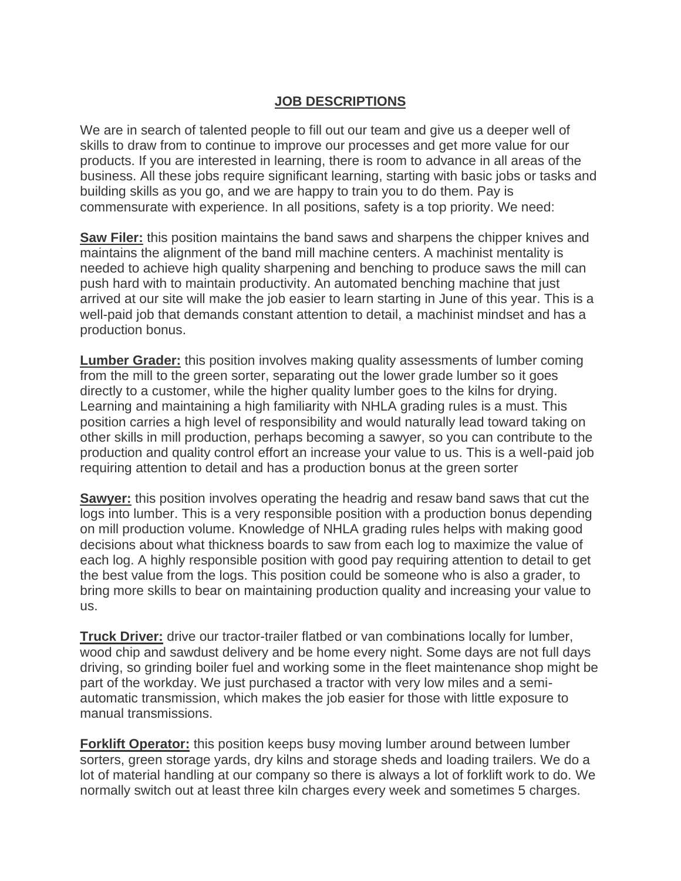# JOB DESCRIPTIONS

We are in search of talented people to fill out our team and give us a deeper well of skills to draw from to continue to improve our processes and get more value for our products. If you are interested in learning, there is room to advance in all areas of the business. All these jobs require significant learning, starting with basic jobs or tasks and building skills as you go, and we are happy to train you to do them. Pay is commensurate with experience. In all positions, safety is a top priority. We need:

**Saw Filer:** this position maintains the band saws and sharpens the chipper knives and maintains the alignment of the band mill machine centers. A machinist mentality is needed to achieve high quality sharpening and benching to produce saws the mill can push hard with to maintain productivity. An automated benching machine that just arrived at our site will make the job easier to learn starting in June of this year. This is a well-paid job that demands constant attention to detail, a machinist mindset and has a production bonus.

**Lumber Grader:** this position involves making quality assessments of lumber coming from the mill to the green sorter, separating out the lower grade lumber so it goes directly to a customer, while the higher quality lumber goes to the kilns for drying. Learning and maintaining a high familiarity with NHLA grading rules is a must. This position carries a high level of responsibility and would naturally lead toward taking on other skills in mill production, perhaps becoming a sawyer, so you can contribute to the production and quality control effort an increase your value to us. This is a well-paid job requiring attention to detail and has a production bonus at the green sorter

**Sawyer:** this position involves operating the headrig and resaw band saws that cut the logs into lumber. This is a very responsible position with a production bonus depending on mill production volume. Knowledge of NHLA grading rules helps with making good decisions about what thickness boards to saw from each log to maximize the value of each log. A highly responsible position with good pay requiring attention to detail to get the best value from the logs. This position could be someone who is also a grader, to bring more skills to bear on maintaining production quality and increasing your value to us.

**Truck Driver:** drive our tractor-trailer flatbed or van combinations locally for lumber, wood chip and sawdust delivery and be home every night. Some days are not full days driving, so grinding boiler fuel and working some in the fleet maintenance shop might be part of the workday. We just purchased a tractor with very low miles and a semi-automatic transmission, which makes the job easier for those with little exposure to manual transmissions.

**Forklift Operator:** this position keeps busy moving lumber around between lumber sorters, green storage yards, dry kilns and storage sheds and loading trailers. We do a lot of material handling at our company so there is always a lot of forklift work to do. We normally switch out at least three kiln charges every week and sometimes 5 charges.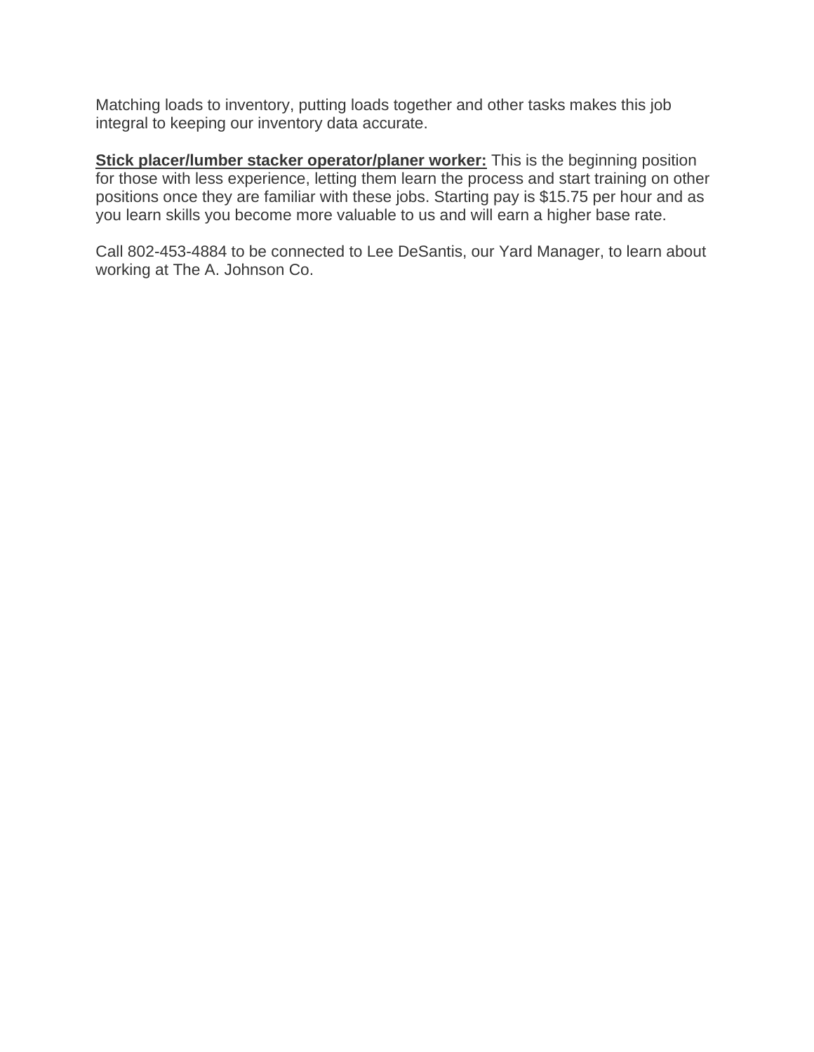Matching loads to inventory, putting loads together and other tasks makes this job integral to keeping our inventory data accurate.

**Stick placer/lumber stacker operator/planer worker:** This is the beginning position for those with less experience, letting them learn the process and start training on other positions once they are familiar with these jobs. Starting pay is $15.75 per hour and as you learn skills you become more valuable to us and will earn a higher base rate.

Call 802-453-4884 to be connected to Lee DeSantis, our Yard Manager, to learn about working at The A. Johnson Co.